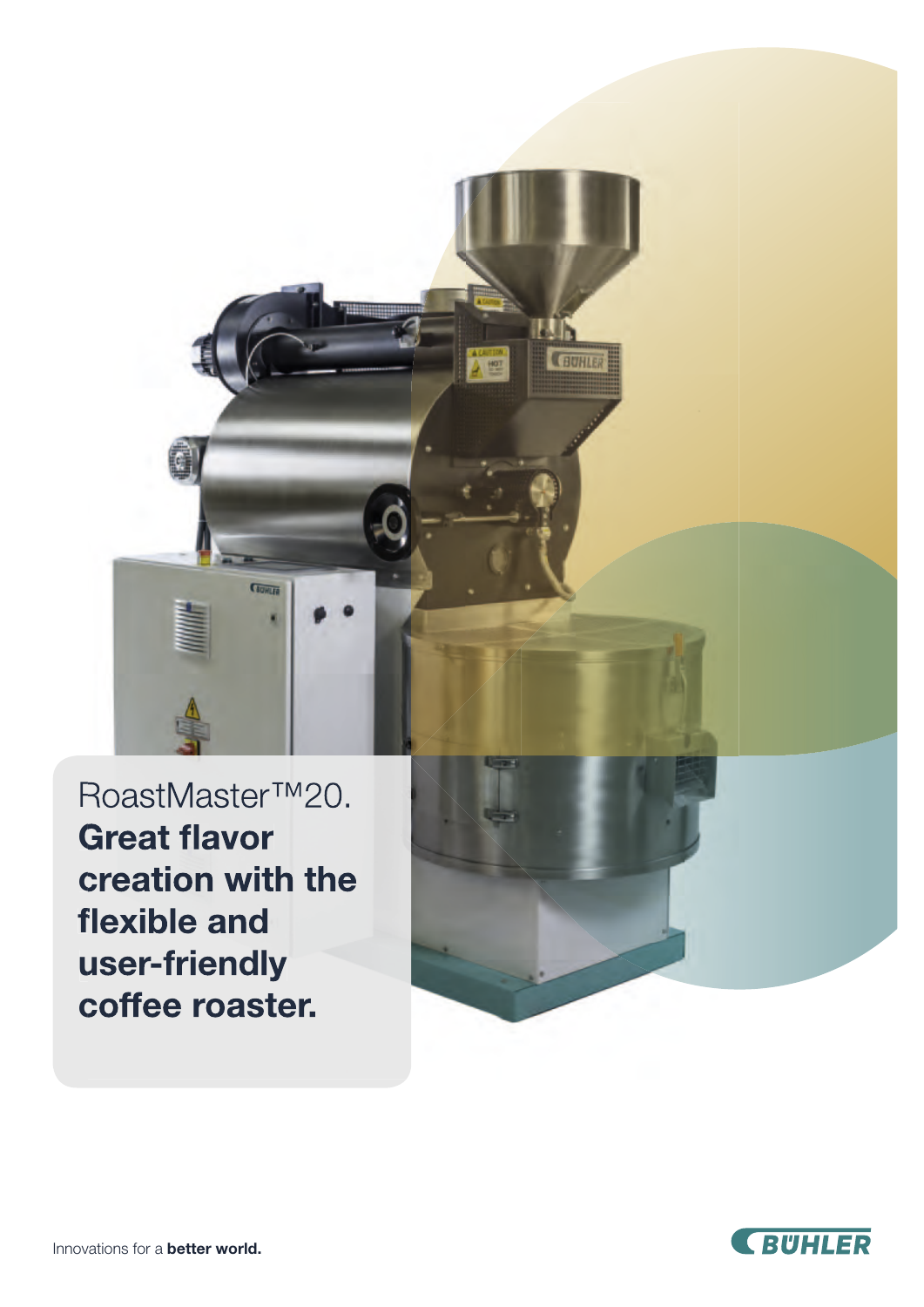# RoastMaster™20. **Great flavor creation with the flexible and user-friendly coffee roaster.**

Innovations for a **better world.**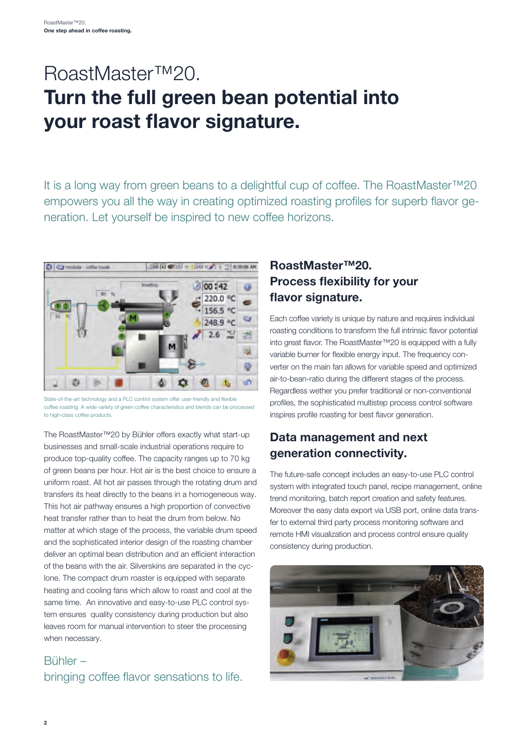# RoastMaster™20.
# **Turn the full green bean potential into your roast flavor signature.**

It is a long way from green beans to a delightful cup of coffee. The RoastMaster™20 empowers you all the way in creating optimized roasting profiles for superb flavor generation. Let yourself be inspired to new coffee horizons.

State-of-the-art technology and a PLC control system offer user-friendly and flexible coffee roasting. A wide variety of green coffee characteristics and blends can be processed to high-class coffee products.

The RoastMaster™20 by Bühler offers exactly what start-up businesses and small-scale industrial operations require to produce top-quality coffee. The capacity ranges up to 70 kg of green beans per hour. Hot air is the best choice to ensure a uniform roast. All hot air passes through the rotating drum and transfers its heat directly to the beans in a homogeneous way. This hot air pathway ensures a high proportion of convective heat transfer rather than to heat the drum from below. No matter at which stage of the process, the variable drum speed and the sophisticated interior design of the roasting chamber deliver an optimal bean distribution and an efficient interaction of the beans with the air. Silverskins are separated in the cyclone. The compact drum roaster is equipped with separate heating and cooling fans which allow to roast and cool at the same time. An innovative and easy-to-use PLC control system ensures quality consistency during production but also leaves room for manual intervention to steer the processing when necessary.

Bühler –
bringing coffee flavor sensations to life.

## RoastMaster™20. Process flexibility for your flavor signature.

Each coffee variety is unique by nature and requires individual roasting conditions to transform the full intrinsic flavor potential into great flavor. The RoastMaster™20 is equipped with a fully variable burner for flexible energy input. The frequency converter on the main fan allows for variable speed and optimized air-to-bean-ratio during the different stages of the process. Regardless wether you prefer traditional or non-conventional profiles, the sophisticated multistep process control software inspires profile roasting for best flavor generation.

## Data management and next generation connectivity.

The future-safe concept includes an easy-to-use PLC control system with integrated touch panel, recipe management, online trend monitoring, batch report creation and safety features. Moreover the easy data export via USB port, online data transfer to external third party process monitoring software and remote HMI visualization and process control ensure quality consistency during production.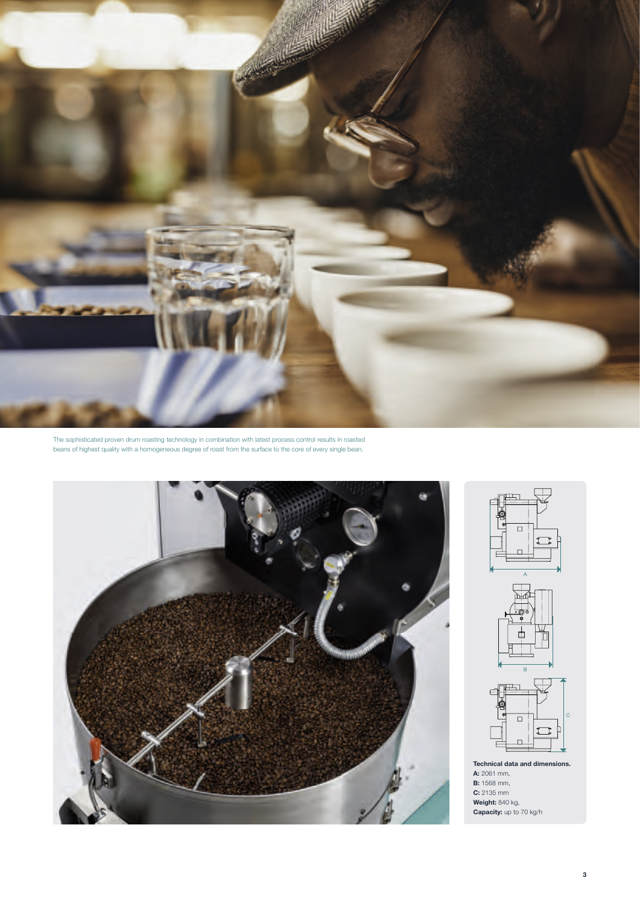The sophisticated proven drum roasting technology in combination with latest process control results in roasted beans of highest quality with a homogeneous degree of roast from the surface to the core of every single bean.

**Technical data and dimensions.**
**A:** 2061 mm,
**B:** 1568 mm,
**C:** 2135 mm
**Weight:** 840 kg,
**Capacity:** up to 70 kg/h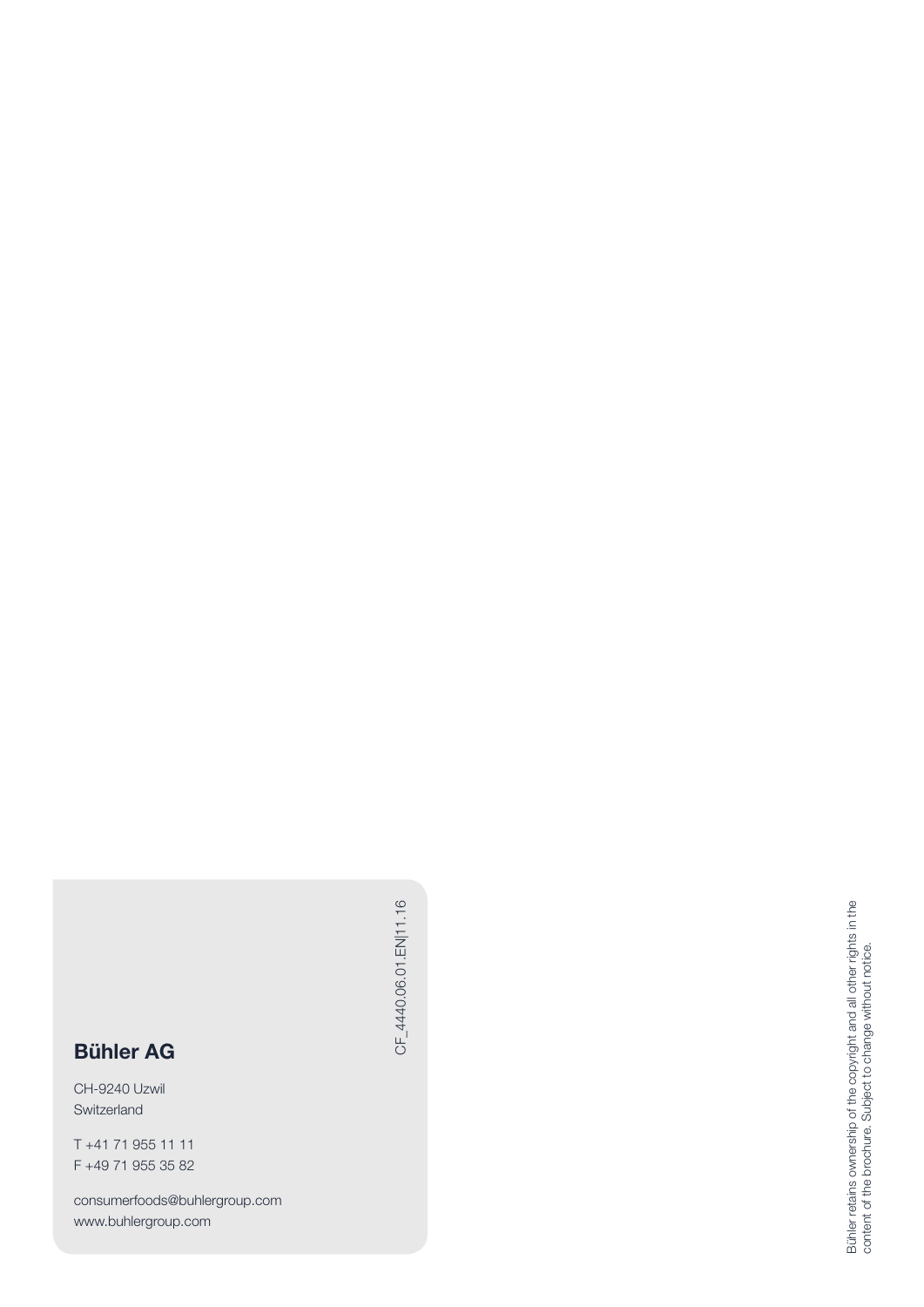**Bühler AG**

CH-9240 Uzwil
Switzerland

T +41 71 955 11 11
F +49 71 955 35 82

consumerfoods@buhlergroup.com
www.buhlergroup.com

CF_4440.06.01.EN|11.16

Bühler retains ownership of the copyright and all other rights in the content of the brochure. Subject to change without notice.